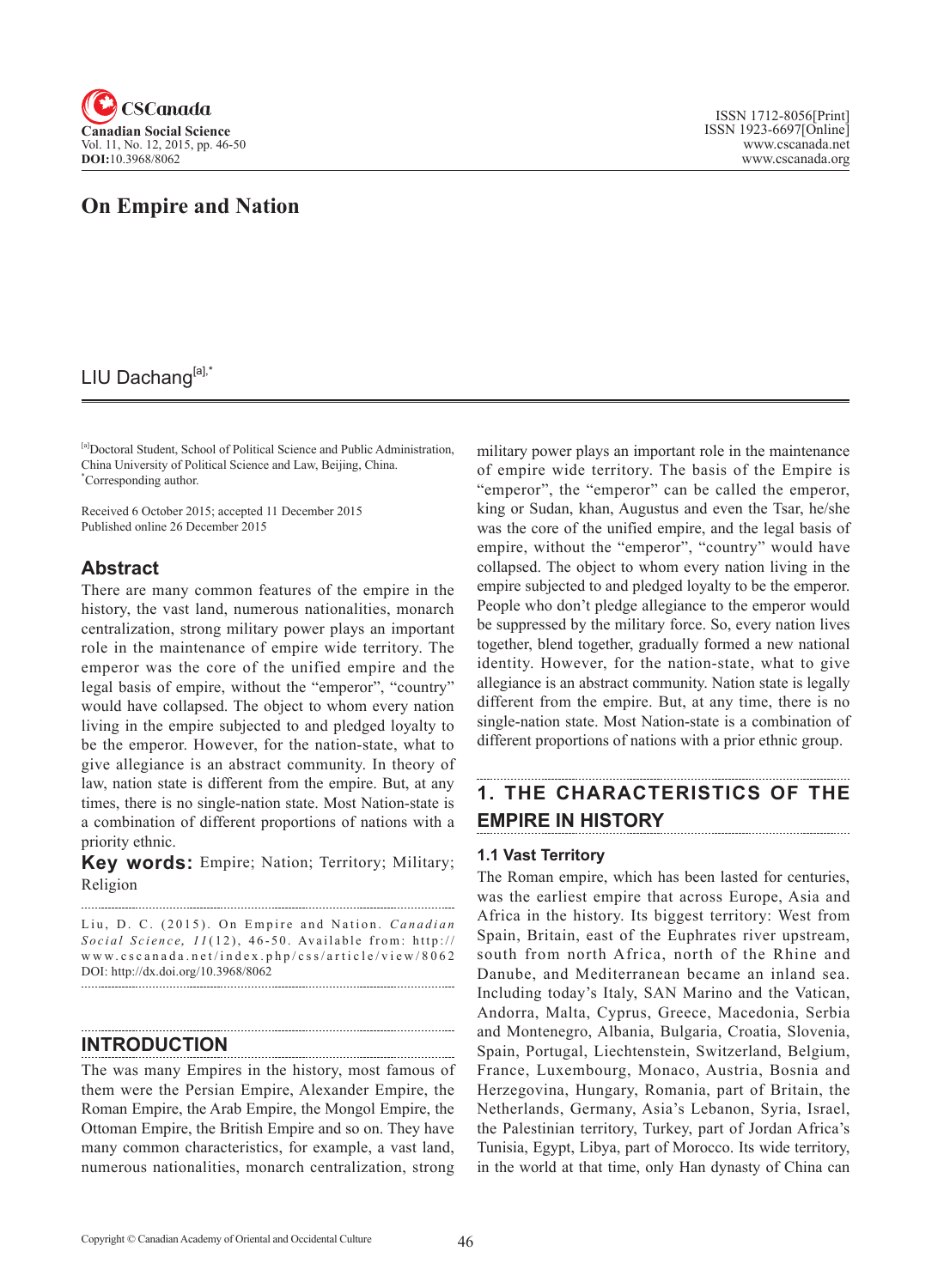# On Empire and Nation

LIU Dachang[a],*

[a]Doctoral Student, School of Political Science and Public Administration, China University of Political Science and Law, Beijing, China.
*Corresponding author.

Received 6 October 2015; accepted 11 December 2015
Published online 26 December 2015

## Abstract

There are many common features of the empire in the history, the vast land, numerous nationalities, monarch centralization, strong military power plays an important role in the maintenance of empire wide territory. The emperor was the core of the unified empire and the legal basis of empire, without the "emperor", "country" would have collapsed. The object to whom every nation living in the empire subjected to and pledged loyalty to be the emperor. However, for the nation-state, what to give allegiance is an abstract community. In theory of law, nation state is different from the empire. But, at any times, there is no single-nation state. Most Nation-state is a combination of different proportions of nations with a priority ethnic.

**Key words:** Empire; Nation; Territory; Military; Religion

Liu, D. C. (2015). On Empire and Nation. *Canadian Social Science, 11*(12), 46-50. Available from: http://www.cscanada.net/index.php/css/article/view/8062
DOI: http://dx.doi.org/10.3968/8062

## INTRODUCTION

The was many Empires in the history, most famous of them were the Persian Empire, Alexander Empire, the Roman Empire, the Arab Empire, the Mongol Empire, the Ottoman Empire, the British Empire and so on. They have many common characteristics, for example, a vast land, numerous nationalities, monarch centralization, strong military power plays an important role in the maintenance of empire wide territory. The basis of the Empire is "emperor", the "emperor" can be called the emperor, king or Sudan, khan, Augustus and even the Tsar, he/she was the core of the unified empire, and the legal basis of empire, without the "emperor", "country" would have collapsed. The object to whom every nation living in the empire subjected to and pledged loyalty to be the emperor. People who don't pledge allegiance to the emperor would be suppressed by the military force. So, every nation lives together, blend together, gradually formed a new national identity. However, for the nation-state, what to give allegiance is an abstract community. Nation state is legally different from the empire. But, at any time, there is no single-nation state. Most Nation-state is a combination of different proportions of nations with a prior ethnic group.

## 1. THE CHARACTERISTICS OF THE EMPIRE IN HISTORY

### 1.1 Vast Territory

The Roman empire, which has been lasted for centuries, was the earliest empire that across Europe, Asia and Africa in the history. Its biggest territory: West from Spain, Britain, east of the Euphrates river upstream, south from north Africa, north of the Rhine and Danube, and Mediterranean became an inland sea. Including today's Italy, SAN Marino and the Vatican, Andorra, Malta, Cyprus, Greece, Macedonia, Serbia and Montenegro, Albania, Bulgaria, Croatia, Slovenia, Spain, Portugal, Liechtenstein, Switzerland, Belgium, France, Luxembourg, Monaco, Austria, Bosnia and Herzegovina, Hungary, Romania, part of Britain, the Netherlands, Germany, Asia's Lebanon, Syria, Israel, the Palestinian territory, Turkey, part of Jordan Africa's Tunisia, Egypt, Libya, part of Morocco. Its wide territory, in the world at that time, only Han dynasty of China can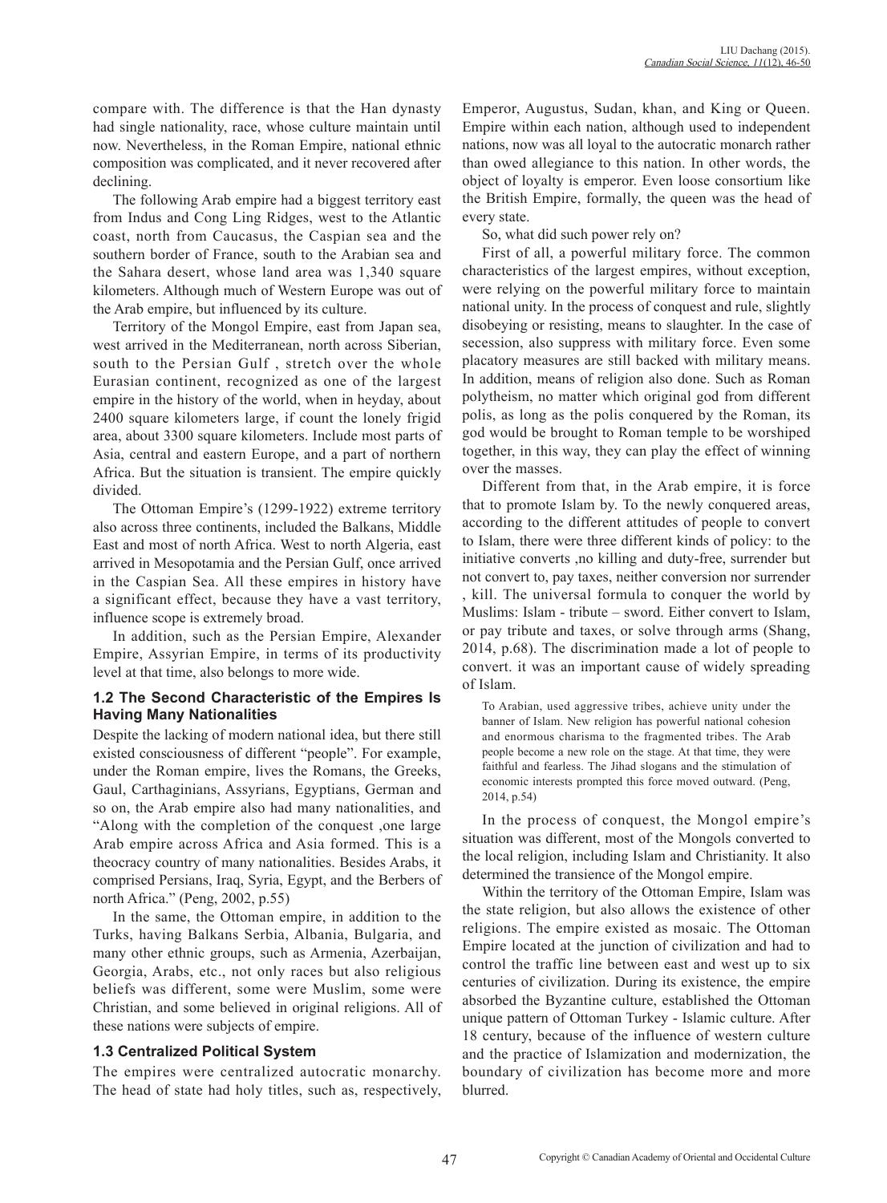compare with. The difference is that the Han dynasty had single nationality, race, whose culture maintain until now. Nevertheless, in the Roman Empire, national ethnic composition was complicated, and it never recovered after declining.

The following Arab empire had a biggest territory east from Indus and Cong Ling Ridges, west to the Atlantic coast, north from Caucasus, the Caspian sea and the southern border of France, south to the Arabian sea and the Sahara desert, whose land area was 1,340 square kilometers. Although much of Western Europe was out of the Arab empire, but influenced by its culture.

Territory of the Mongol Empire, east from Japan sea, west arrived in the Mediterranean, north across Siberian, south to the Persian Gulf , stretch over the whole Eurasian continent, recognized as one of the largest empire in the history of the world, when in heyday, about 2400 square kilometers large, if count the lonely frigid area, about 3300 square kilometers. Include most parts of Asia, central and eastern Europe, and a part of northern Africa. But the situation is transient. The empire quickly divided.

The Ottoman Empire's (1299-1922) extreme territory also across three continents, included the Balkans, Middle East and most of north Africa. West to north Algeria, east arrived in Mesopotamia and the Persian Gulf, once arrived in the Caspian Sea. All these empires in history have a significant effect, because they have a vast territory, influence scope is extremely broad.

In addition, such as the Persian Empire, Alexander Empire, Assyrian Empire, in terms of its productivity level at that time, also belongs to more wide.

### 1.2 The Second Characteristic of the Empires Is Having Many Nationalities

Despite the lacking of modern national idea, but there still existed consciousness of different "people". For example, under the Roman empire, lives the Romans, the Greeks, Gaul, Carthaginians, Assyrians, Egyptians, German and so on, the Arab empire also had many nationalities, and "Along with the completion of the conquest ,one large Arab empire across Africa and Asia formed. This is a theocracy country of many nationalities. Besides Arabs, it comprised Persians, Iraq, Syria, Egypt, and the Berbers of north Africa." (Peng, 2002, p.55)

In the same, the Ottoman empire, in addition to the Turks, having Balkans Serbia, Albania, Bulgaria, and many other ethnic groups, such as Armenia, Azerbaijan, Georgia, Arabs, etc., not only races but also religious beliefs was different, some were Muslim, some were Christian, and some believed in original religions. All of these nations were subjects of empire.

### 1.3 Centralized Political System

The empires were centralized autocratic monarchy. The head of state had holy titles, such as, respectively, Emperor, Augustus, Sudan, khan, and King or Queen. Empire within each nation, although used to independent nations, now was all loyal to the autocratic monarch rather than owed allegiance to this nation. In other words, the object of loyalty is emperor. Even loose consortium like the British Empire, formally, the queen was the head of every state.

So, what did such power rely on?

First of all, a powerful military force. The common characteristics of the largest empires, without exception, were relying on the powerful military force to maintain national unity. In the process of conquest and rule, slightly disobeying or resisting, means to slaughter. In the case of secession, also suppress with military force. Even some placatory measures are still backed with military means. In addition, means of religion also done. Such as Roman polytheism, no matter which original god from different polis, as long as the polis conquered by the Roman, its god would be brought to Roman temple to be worshiped together, in this way, they can play the effect of winning over the masses.

Different from that, in the Arab empire, it is force that to promote Islam by. To the newly conquered areas, according to the different attitudes of people to convert to Islam, there were three different kinds of policy: to the initiative converts ,no killing and duty-free, surrender but not convert to, pay taxes, neither conversion nor surrender , kill. The universal formula to conquer the world by Muslims: Islam - tribute – sword. Either convert to Islam, or pay tribute and taxes, or solve through arms (Shang, 2014, p.68). The discrimination made a lot of people to convert. it was an important cause of widely spreading of Islam.

> To Arabian, used aggressive tribes, achieve unity under the banner of Islam. New religion has powerful national cohesion and enormous charisma to the fragmented tribes. The Arab people become a new role on the stage. At that time, they were faithful and fearless. The Jihad slogans and the stimulation of economic interests prompted this force moved outward. (Peng, 2014, p.54)

In the process of conquest, the Mongol empire's situation was different, most of the Mongols converted to the local religion, including Islam and Christianity. It also determined the transience of the Mongol empire.

Within the territory of the Ottoman Empire, Islam was the state religion, but also allows the existence of other religions. The empire existed as mosaic. The Ottoman Empire located at the junction of civilization and had to control the traffic line between east and west up to six centuries of civilization. During its existence, the empire absorbed the Byzantine culture, established the Ottoman unique pattern of Ottoman Turkey - Islamic culture. After 18 century, because of the influence of western culture and the practice of Islamization and modernization, the boundary of civilization has become more and more blurred.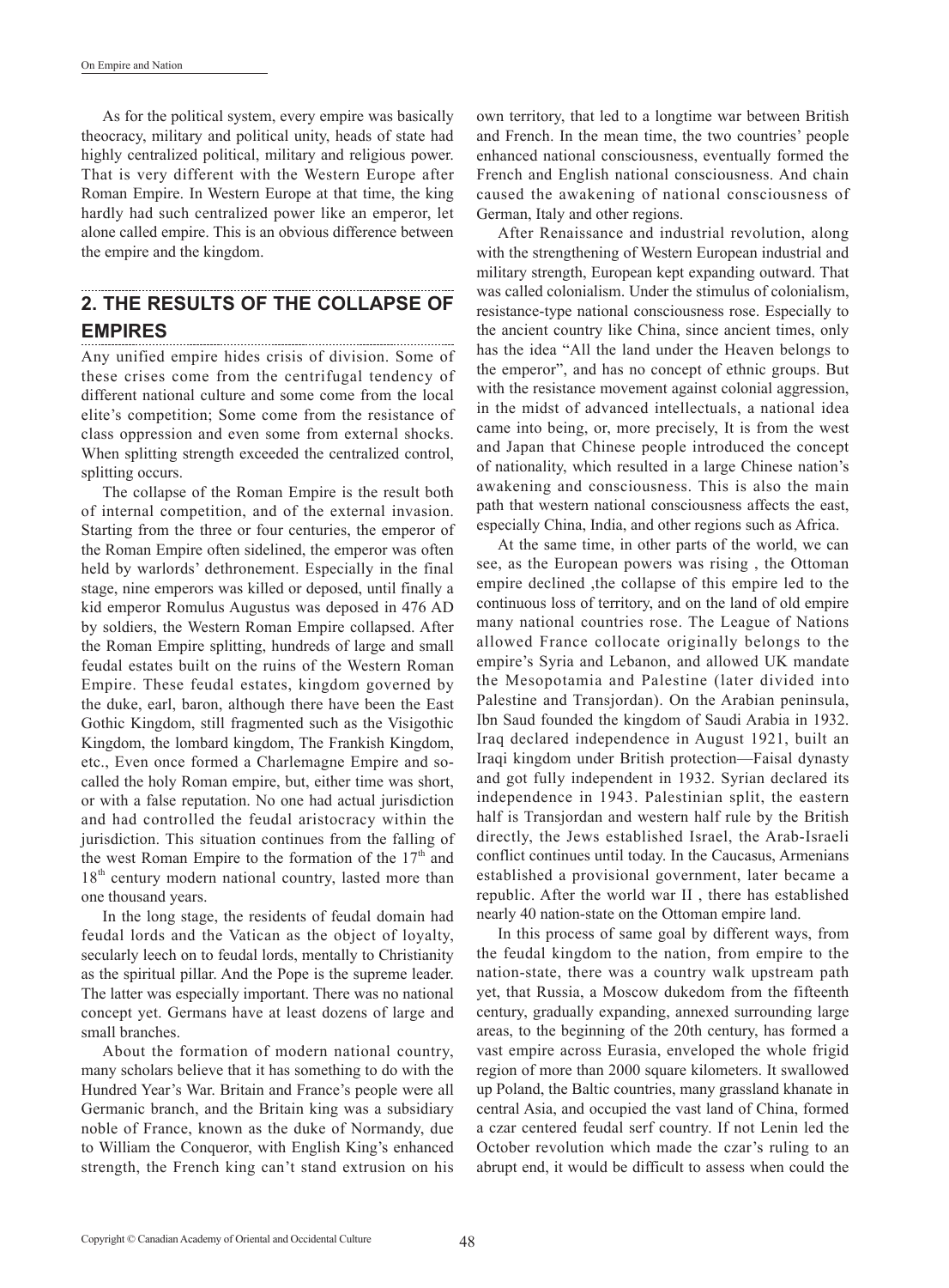As for the political system, every empire was basically theocracy, military and political unity, heads of state had highly centralized political, military and religious power. That is very different with the Western Europe after Roman Empire. In Western Europe at that time, the king hardly had such centralized power like an emperor, let alone called empire. This is an obvious difference between the empire and the kingdom.

## 2. THE RESULTS OF THE COLLAPSE OF EMPIRES

Any unified empire hides crisis of division. Some of these crises come from the centrifugal tendency of different national culture and some come from the local elite's competition; Some come from the resistance of class oppression and even some from external shocks. When splitting strength exceeded the centralized control, splitting occurs.

The collapse of the Roman Empire is the result both of internal competition, and of the external invasion. Starting from the three or four centuries, the emperor of the Roman Empire often sidelined, the emperor was often held by warlords' dethronement. Especially in the final stage, nine emperors was killed or deposed, until finally a kid emperor Romulus Augustus was deposed in 476 AD by soldiers, the Western Roman Empire collapsed. After the Roman Empire splitting, hundreds of large and small feudal estates built on the ruins of the Western Roman Empire. These feudal estates, kingdom governed by the duke, earl, baron, although there have been the East Gothic Kingdom, still fragmented such as the Visigothic Kingdom, the lombard kingdom, The Frankish Kingdom, etc., Even once formed a Charlemagne Empire and so-called the holy Roman empire, but, either time was short, or with a false reputation. No one had actual jurisdiction and had controlled the feudal aristocracy within the jurisdiction. This situation continues from the falling of the west Roman Empire to the formation of the 17th and 18th century modern national country, lasted more than one thousand years.

In the long stage, the residents of feudal domain had feudal lords and the Vatican as the object of loyalty, secularly leech on to feudal lords, mentally to Christianity as the spiritual pillar. And the Pope is the supreme leader. The latter was especially important. There was no national concept yet. Germans have at least dozens of large and small branches.

About the formation of modern national country, many scholars believe that it has something to do with the Hundred Year's War. Britain and France's people were all Germanic branch, and the Britain king was a subsidiary noble of France, known as the duke of Normandy, due to William the Conqueror, with English King's enhanced strength, the French king can't stand extrusion on his own territory, that led to a longtime war between British and French. In the mean time, the two countries' people enhanced national consciousness, eventually formed the French and English national consciousness. And chain caused the awakening of national consciousness of German, Italy and other regions.

After Renaissance and industrial revolution, along with the strengthening of Western European industrial and military strength, European kept expanding outward. That was called colonialism. Under the stimulus of colonialism, resistance-type national consciousness rose. Especially to the ancient country like China, since ancient times, only has the idea "All the land under the Heaven belongs to the emperor", and has no concept of ethnic groups. But with the resistance movement against colonial aggression, in the midst of advanced intellectuals, a national idea came into being, or, more precisely, It is from the west and Japan that Chinese people introduced the concept of nationality, which resulted in a large Chinese nation's awakening and consciousness. This is also the main path that western national consciousness affects the east, especially China, India, and other regions such as Africa.

At the same time, in other parts of the world, we can see, as the European powers was rising , the Ottoman empire declined ,the collapse of this empire led to the continuous loss of territory, and on the land of old empire many national countries rose. The League of Nations allowed France collocate originally belongs to the empire's Syria and Lebanon, and allowed UK mandate the Mesopotamia and Palestine (later divided into Palestine and Transjordan). On the Arabian peninsula, Ibn Saud founded the kingdom of Saudi Arabia in 1932. Iraq declared independence in August 1921, built an Iraqi kingdom under British protection—Faisal dynasty and got fully independent in 1932. Syrian declared its independence in 1943. Palestinian split, the eastern half is Transjordan and western half rule by the British directly, the Jews established Israel, the Arab-Israeli conflict continues until today. In the Caucasus, Armenians established a provisional government, later became a republic. After the world war II , there has established nearly 40 nation-state on the Ottoman empire land.

In this process of same goal by different ways, from the feudal kingdom to the nation, from empire to the nation-state, there was a country walk upstream path yet, that Russia, a Moscow dukedom from the fifteenth century, gradually expanding, annexed surrounding large areas, to the beginning of the 20th century, has formed a vast empire across Eurasia, enveloped the whole frigid region of more than 2000 square kilometers. It swallowed up Poland, the Baltic countries, many grassland khanate in central Asia, and occupied the vast land of China, formed a czar centered feudal serf country. If not Lenin led the October revolution which made the czar's ruling to an abrupt end, it would be difficult to assess when could the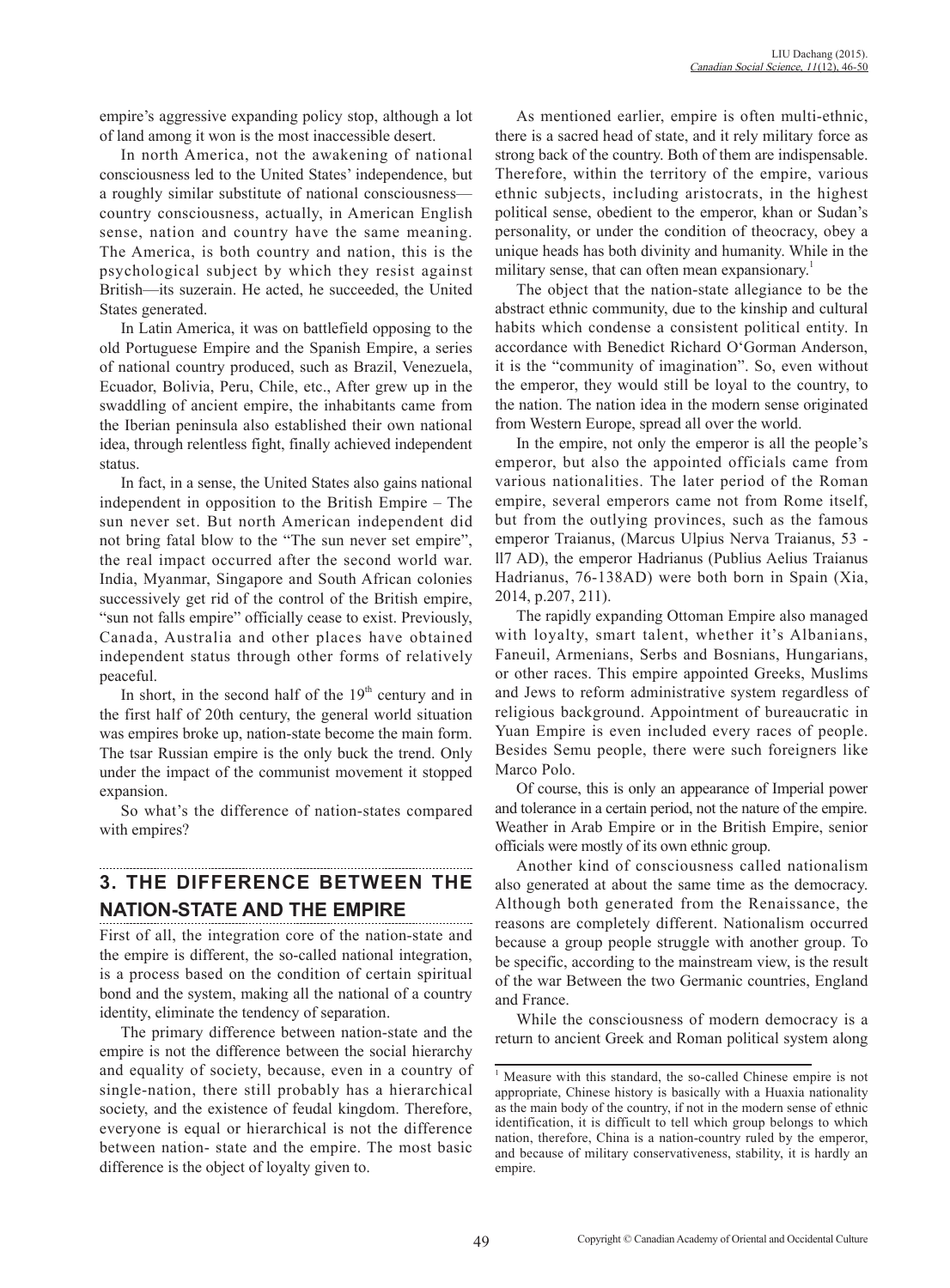empire's aggressive expanding policy stop, although a lot of land among it won is the most inaccessible desert.

In north America, not the awakening of national consciousness led to the United States' independence, but a roughly similar substitute of national consciousness—country consciousness, actually, in American English sense, nation and country have the same meaning. The America, is both country and nation, this is the psychological subject by which they resist against British—its suzerain. He acted, he succeeded, the United States generated.

In Latin America, it was on battlefield opposing to the old Portuguese Empire and the Spanish Empire, a series of national country produced, such as Brazil, Venezuela, Ecuador, Bolivia, Peru, Chile, etc., After grew up in the swaddling of ancient empire, the inhabitants came from the Iberian peninsula also established their own national idea, through relentless fight, finally achieved independent status.

In fact, in a sense, the United States also gains national independent in opposition to the British Empire – The sun never set. But north American independent did not bring fatal blow to the "The sun never set empire", the real impact occurred after the second world war. India, Myanmar, Singapore and South African colonies successively get rid of the control of the British empire, "sun not falls empire" officially cease to exist. Previously, Canada, Australia and other places have obtained independent status through other forms of relatively peaceful.

In short, in the second half of the 19th century and in the first half of 20th century, the general world situation was empires broke up, nation-state become the main form. The tsar Russian empire is the only buck the trend. Only under the impact of the communist movement it stopped expansion.

So what's the difference of nation-states compared with empires?

## 3. THE DIFFERENCE BETWEEN THE NATION-STATE AND THE EMPIRE

First of all, the integration core of the nation-state and the empire is different, the so-called national integration, is a process based on the condition of certain spiritual bond and the system, making all the national of a country identity, eliminate the tendency of separation.

The primary difference between nation-state and the empire is not the difference between the social hierarchy and equality of society, because, even in a country of single-nation, there still probably has a hierarchical society, and the existence of feudal kingdom. Therefore, everyone is equal or hierarchical is not the difference between nation- state and the empire. The most basic difference is the object of loyalty given to.

As mentioned earlier, empire is often multi-ethnic, there is a sacred head of state, and it rely military force as strong back of the country. Both of them are indispensable. Therefore, within the territory of the empire, various ethnic subjects, including aristocrats, in the highest political sense, obedient to the emperor, khan or Sudan's personality, or under the condition of theocracy, obey a unique heads has both divinity and humanity. While in the military sense, that can often mean expansionary.[1]

The object that the nation-state allegiance to be the abstract ethnic community, due to the kinship and cultural habits which condense a consistent political entity. In accordance with Benedict Richard O'Gorman Anderson, it is the "community of imagination". So, even without the emperor, they would still be loyal to the country, to the nation. The nation idea in the modern sense originated from Western Europe, spread all over the world.

In the empire, not only the emperor is all the people's emperor, but also the appointed officials came from various nationalities. The later period of the Roman empire, several emperors came not from Rome itself, but from the outlying provinces, such as the famous emperor Traianus, (Marcus Ulpius Nerva Traianus, 53 - ll7 AD), the emperor Hadrianus (Publius Aelius Traianus Hadrianus, 76-138AD) were both born in Spain (Xia, 2014, p.207, 211).

The rapidly expanding Ottoman Empire also managed with loyalty, smart talent, whether it's Albanians, Faneuil, Armenians, Serbs and Bosnians, Hungarians, or other races. This empire appointed Greeks, Muslims and Jews to reform administrative system regardless of religious background. Appointment of bureaucratic in Yuan Empire is even included every races of people. Besides Semu people, there were such foreigners like Marco Polo.

Of course, this is only an appearance of Imperial power and tolerance in a certain period, not the nature of the empire. Weather in Arab Empire or in the British Empire, senior officials were mostly of its own ethnic group.

Another kind of consciousness called nationalism also generated at about the same time as the democracy. Although both generated from the Renaissance, the reasons are completely different. Nationalism occurred because a group people struggle with another group. To be specific, according to the mainstream view, is the result of the war Between the two Germanic countries, England and France.

While the consciousness of modern democracy is a return to ancient Greek and Roman political system along

[1] Measure with this standard, the so-called Chinese empire is not appropriate, Chinese history is basically with a Huaxia nationality as the main body of the country, if not in the modern sense of ethnic identification, it is difficult to tell which group belongs to which nation, therefore, China is a nation-country ruled by the emperor, and because of military conservativeness, stability, it is hardly an empire.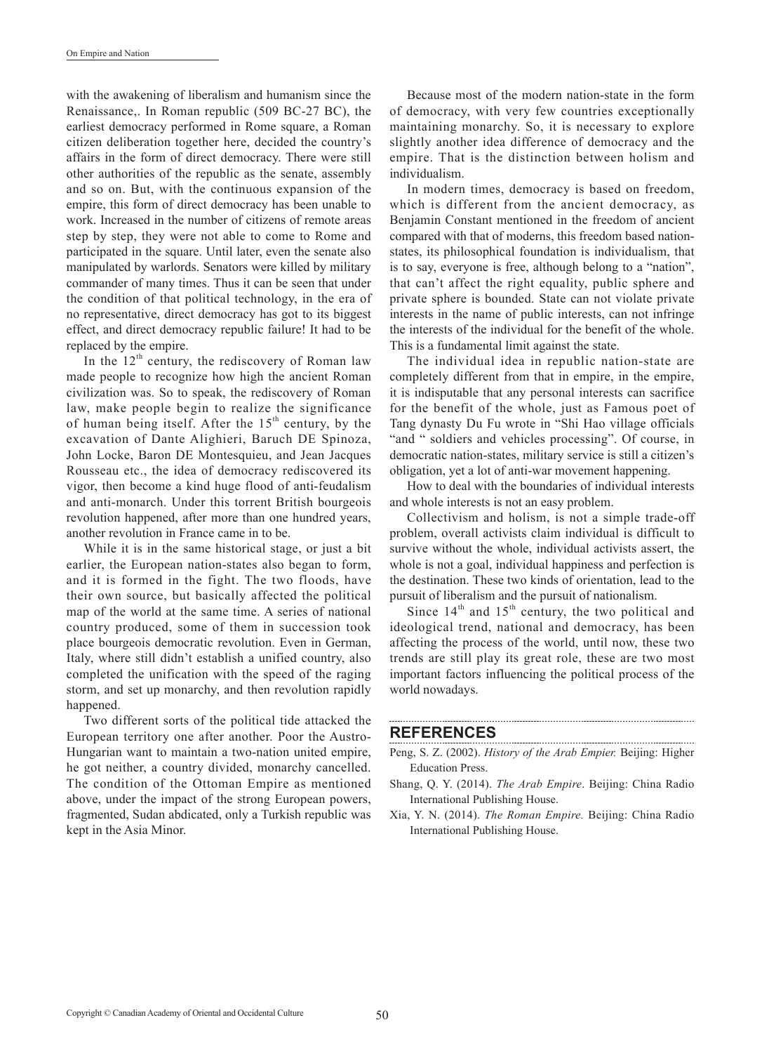with the awakening of liberalism and humanism since the Renaissance,. In Roman republic (509 BC-27 BC), the earliest democracy performed in Rome square, a Roman citizen deliberation together here, decided the country's affairs in the form of direct democracy. There were still other authorities of the republic as the senate, assembly and so on. But, with the continuous expansion of the empire, this form of direct democracy has been unable to work. Increased in the number of citizens of remote areas step by step, they were not able to come to Rome and participated in the square. Until later, even the senate also manipulated by warlords. Senators were killed by military commander of many times. Thus it can be seen that under the condition of that political technology, in the era of no representative, direct democracy has got to its biggest effect, and direct democracy republic failure! It had to be replaced by the empire.

In the 12th century, the rediscovery of Roman law made people to recognize how high the ancient Roman civilization was. So to speak, the rediscovery of Roman law, make people begin to realize the significance of human being itself. After the 15th century, by the excavation of Dante Alighieri, Baruch DE Spinoza, John Locke, Baron DE Montesquieu, and Jean Jacques Rousseau etc., the idea of democracy rediscovered its vigor, then become a kind huge flood of anti-feudalism and anti-monarch. Under this torrent British bourgeois revolution happened, after more than one hundred years, another revolution in France came in to be.

While it is in the same historical stage, or just a bit earlier, the European nation-states also began to form, and it is formed in the fight. The two floods, have their own source, but basically affected the political map of the world at the same time. A series of national country produced, some of them in succession took place bourgeois democratic revolution. Even in German, Italy, where still didn't establish a unified country, also completed the unification with the speed of the raging storm, and set up monarchy, and then revolution rapidly happened.

Two different sorts of the political tide attacked the European territory one after another. Poor the Austro-Hungarian want to maintain a two-nation united empire, he got neither, a country divided, monarchy cancelled. The condition of the Ottoman Empire as mentioned above, under the impact of the strong European powers, fragmented, Sudan abdicated, only a Turkish republic was kept in the Asia Minor.

Because most of the modern nation-state in the form of democracy, with very few countries exceptionally maintaining monarchy. So, it is necessary to explore slightly another idea difference of democracy and the empire. That is the distinction between holism and individualism.

In modern times, democracy is based on freedom, which is different from the ancient democracy, as Benjamin Constant mentioned in the freedom of ancient compared with that of moderns, this freedom based nation-states, its philosophical foundation is individualism, that is to say, everyone is free, although belong to a "nation", that can't affect the right equality, public sphere and private sphere is bounded. State can not violate private interests in the name of public interests, can not infringe the interests of the individual for the benefit of the whole. This is a fundamental limit against the state.

The individual idea in republic nation-state are completely different from that in empire, in the empire, it is indisputable that any personal interests can sacrifice for the benefit of the whole, just as Famous poet of Tang dynasty Du Fu wrote in "Shi Hao village officials "and " soldiers and vehicles processing". Of course, in democratic nation-states, military service is still a citizen's obligation, yet a lot of anti-war movement happening.

How to deal with the boundaries of individual interests and whole interests is not an easy problem.

Collectivism and holism, is not a simple trade-off problem, overall activists claim individual is difficult to survive without the whole, individual activists assert, the whole is not a goal, individual happiness and perfection is the destination. These two kinds of orientation, lead to the pursuit of liberalism and the pursuit of nationalism.

Since 14th and 15th century, the two political and ideological trend, national and democracy, has been affecting the process of the world, until now, these two trends are still play its great role, these are two most important factors influencing the political process of the world nowadays.

## REFERENCES

Peng, S. Z. (2002). *History of the Arab Empier.* Beijing: Higher Education Press.

Shang, Q. Y. (2014). *The Arab Empire*. Beijing: China Radio International Publishing House.

Xia, Y. N. (2014). *The Roman Empire.* Beijing: China Radio International Publishing House.